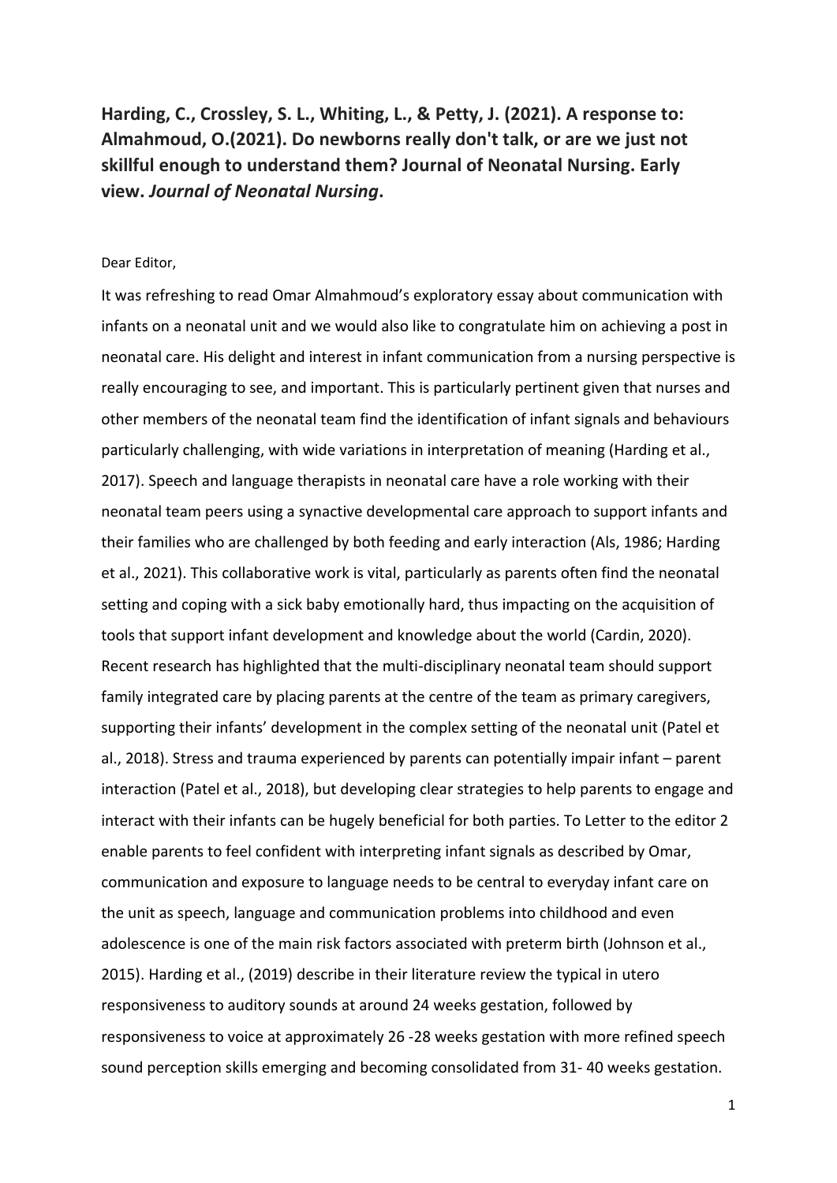**Harding, C., Crossley, S. L., Whiting, L., & Petty, J. (2021). A response to: Almahmoud, O.(2021). Do newborns really don't talk, or are we just not skillful enough to understand them? Journal of Neonatal Nursing. Early view.** ***Journal of Neonatal Nursing*****.**

Dear Editor,

It was refreshing to read Omar Almahmoud's exploratory essay about communication with infants on a neonatal unit and we would also like to congratulate him on achieving a post in neonatal care. His delight and interest in infant communication from a nursing perspective is really encouraging to see, and important. This is particularly pertinent given that nurses and other members of the neonatal team find the identification of infant signals and behaviours particularly challenging, with wide variations in interpretation of meaning (Harding et al., 2017). Speech and language therapists in neonatal care have a role working with their neonatal team peers using a synactive developmental care approach to support infants and their families who are challenged by both feeding and early interaction (Als, 1986; Harding et al., 2021). This collaborative work is vital, particularly as parents often find the neonatal setting and coping with a sick baby emotionally hard, thus impacting on the acquisition of tools that support infant development and knowledge about the world (Cardin, 2020). Recent research has highlighted that the multi-disciplinary neonatal team should support family integrated care by placing parents at the centre of the team as primary caregivers, supporting their infants' development in the complex setting of the neonatal unit (Patel et al., 2018). Stress and trauma experienced by parents can potentially impair infant – parent interaction (Patel et al., 2018), but developing clear strategies to help parents to engage and interact with their infants can be hugely beneficial for both parties. To enable parents to feel confident with interpreting infant signals as described by Omar, communication and exposure to language needs to be central to everyday infant care on the unit as speech, language and communication problems into childhood and even adolescence is one of the main risk factors associated with preterm birth (Johnson et al., 2015). Harding et al., (2019) describe in their literature review the typical in utero responsiveness to auditory sounds at around 24 weeks gestation, followed by responsiveness to voice at approximately 26 -28 weeks gestation with more refined speech sound perception skills emerging and becoming consolidated from 31- 40 weeks gestation.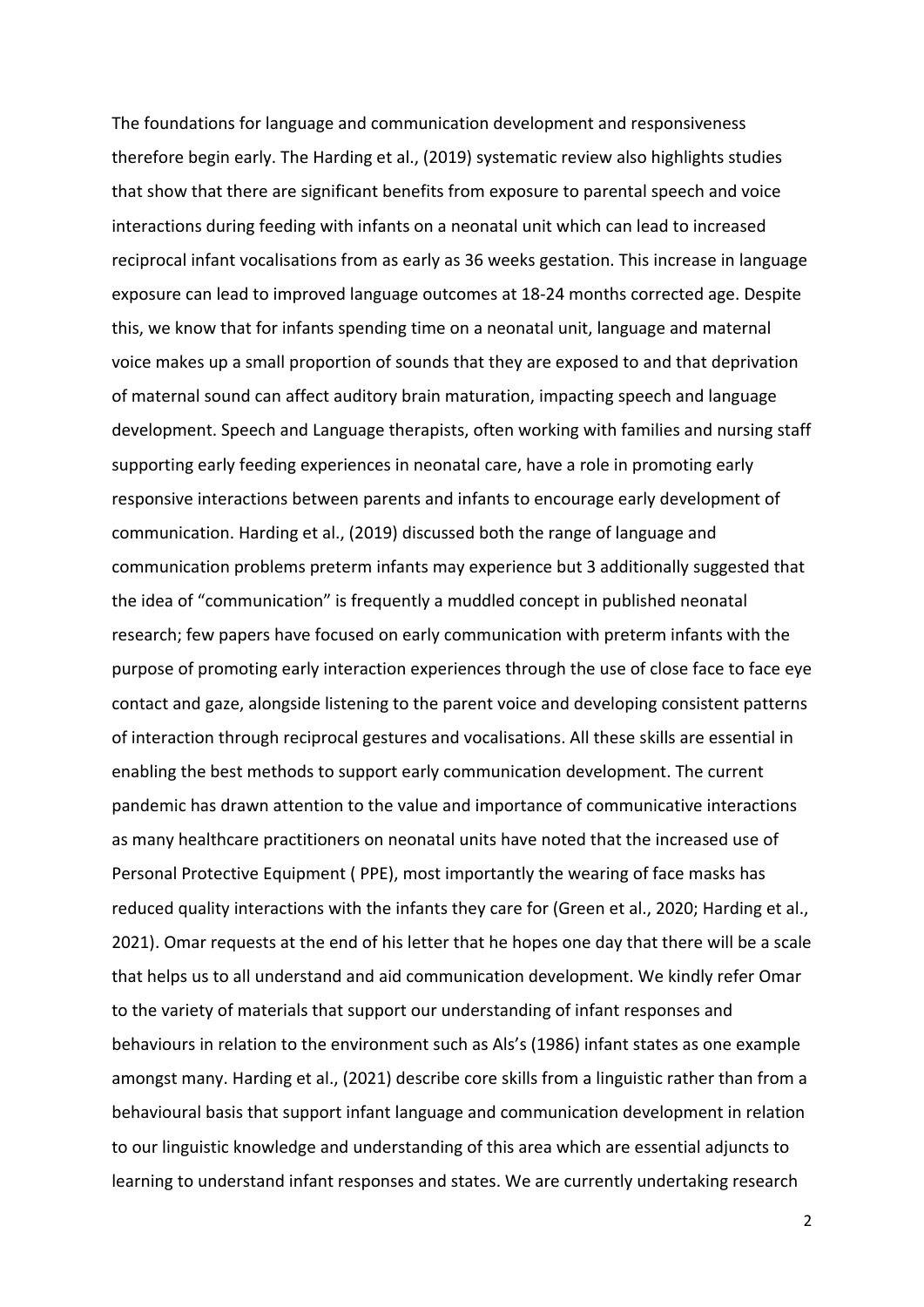The foundations for language and communication development and responsiveness therefore begin early. The Harding et al., (2019) systematic review also highlights studies that show that there are significant benefits from exposure to parental speech and voice interactions during feeding with infants on a neonatal unit which can lead to increased reciprocal infant vocalisations from as early as 36 weeks gestation. This increase in language exposure can lead to improved language outcomes at 18-24 months corrected age. Despite this, we know that for infants spending time on a neonatal unit, language and maternal voice makes up a small proportion of sounds that they are exposed to and that deprivation of maternal sound can affect auditory brain maturation, impacting speech and language development. Speech and Language therapists, often working with families and nursing staff supporting early feeding experiences in neonatal care, have a role in promoting early responsive interactions between parents and infants to encourage early development of communication. Harding et al., (2019) discussed both the range of language and communication problems preterm infants may experience but 3 additionally suggested that the idea of "communication" is frequently a muddled concept in published neonatal research; few papers have focused on early communication with preterm infants with the purpose of promoting early interaction experiences through the use of close face to face eye contact and gaze, alongside listening to the parent voice and developing consistent patterns of interaction through reciprocal gestures and vocalisations. All these skills are essential in enabling the best methods to support early communication development. The current pandemic has drawn attention to the value and importance of communicative interactions as many healthcare practitioners on neonatal units have noted that the increased use of Personal Protective Equipment ( PPE), most importantly the wearing of face masks has reduced quality interactions with the infants they care for (Green et al., 2020; Harding et al., 2021). Omar requests at the end of his letter that he hopes one day that there will be a scale that helps us to all understand and aid communication development. We kindly refer Omar to the variety of materials that support our understanding of infant responses and behaviours in relation to the environment such as Als's (1986) infant states as one example amongst many. Harding et al., (2021) describe core skills from a linguistic rather than from a behavioural basis that support infant language and communication development in relation to our linguistic knowledge and understanding of this area which are essential adjuncts to learning to understand infant responses and states. We are currently undertaking research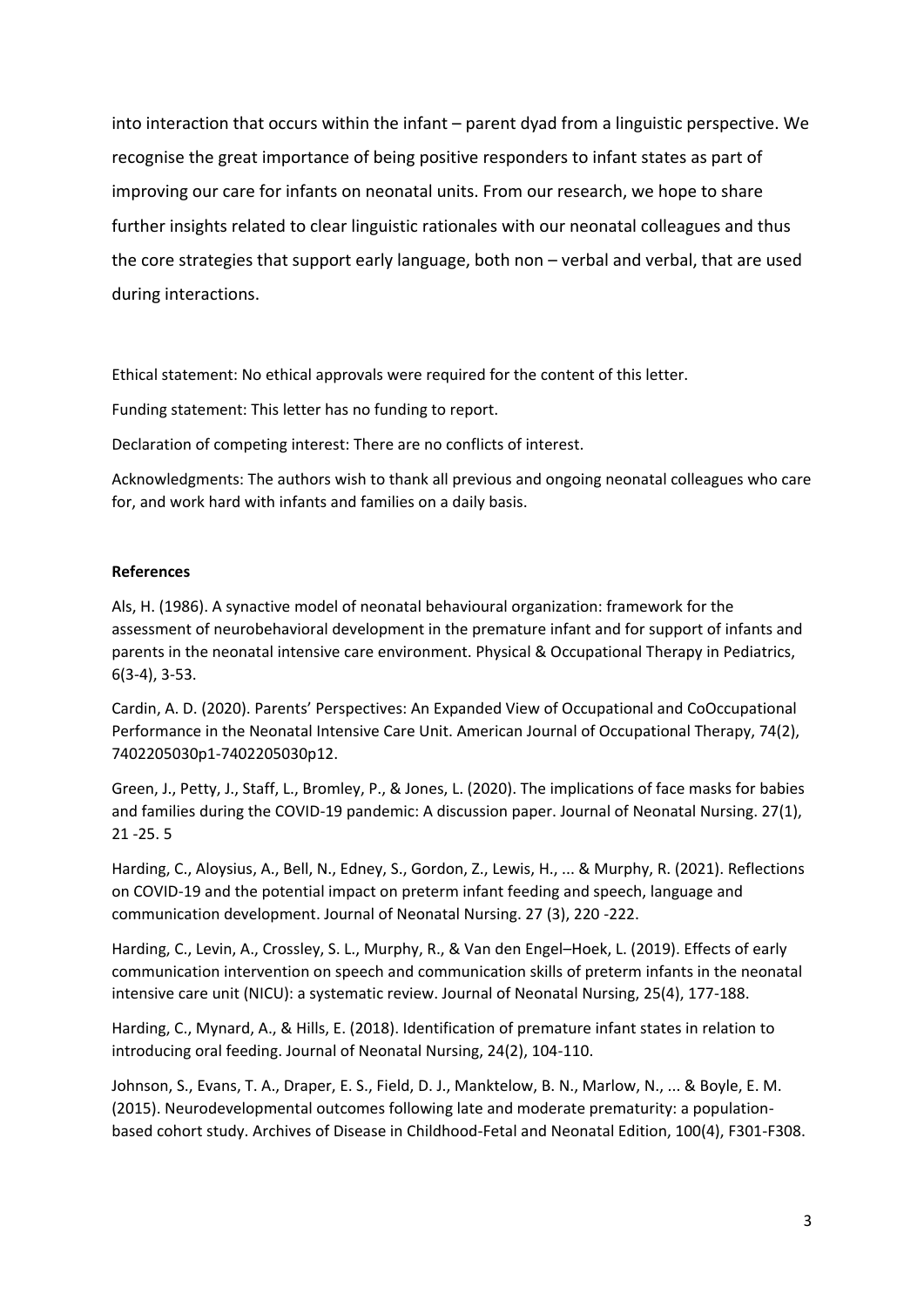into interaction that occurs within the infant – parent dyad from a linguistic perspective. We recognise the great importance of being positive responders to infant states as part of improving our care for infants on neonatal units. From our research, we hope to share further insights related to clear linguistic rationales with our neonatal colleagues and thus the core strategies that support early language, both non – verbal and verbal, that are used during interactions.

Ethical statement: No ethical approvals were required for the content of this letter.

Funding statement: This letter has no funding to report.

Declaration of competing interest: There are no conflicts of interest.

Acknowledgments: The authors wish to thank all previous and ongoing neonatal colleagues who care for, and work hard with infants and families on a daily basis.

**References**

Als, H. (1986). A synactive model of neonatal behavioural organization: framework for the assessment of neurobehavioral development in the premature infant and for support of infants and parents in the neonatal intensive care environment. Physical & Occupational Therapy in Pediatrics, 6(3-4), 3-53.

Cardin, A. D. (2020). Parents' Perspectives: An Expanded View of Occupational and CoOccupational Performance in the Neonatal Intensive Care Unit. American Journal of Occupational Therapy, 74(2), 7402205030p1-7402205030p12.

Green, J., Petty, J., Staff, L., Bromley, P., & Jones, L. (2020). The implications of face masks for babies and families during the COVID-19 pandemic: A discussion paper. Journal of Neonatal Nursing. 27(1), 21 -25. 5

Harding, C., Aloysius, A., Bell, N., Edney, S., Gordon, Z., Lewis, H., ... & Murphy, R. (2021). Reflections on COVID-19 and the potential impact on preterm infant feeding and speech, language and communication development. Journal of Neonatal Nursing. 27 (3), 220 -222.

Harding, C., Levin, A., Crossley, S. L., Murphy, R., & Van den Engel–Hoek, L. (2019). Effects of early communication intervention on speech and communication skills of preterm infants in the neonatal intensive care unit (NICU): a systematic review. Journal of Neonatal Nursing, 25(4), 177-188.

Harding, C., Mynard, A., & Hills, E. (2018). Identification of premature infant states in relation to introducing oral feeding. Journal of Neonatal Nursing, 24(2), 104-110.

Johnson, S., Evans, T. A., Draper, E. S., Field, D. J., Manktelow, B. N., Marlow, N., ... & Boyle, E. M. (2015). Neurodevelopmental outcomes following late and moderate prematurity: a population-based cohort study. Archives of Disease in Childhood-Fetal and Neonatal Edition, 100(4), F301-F308.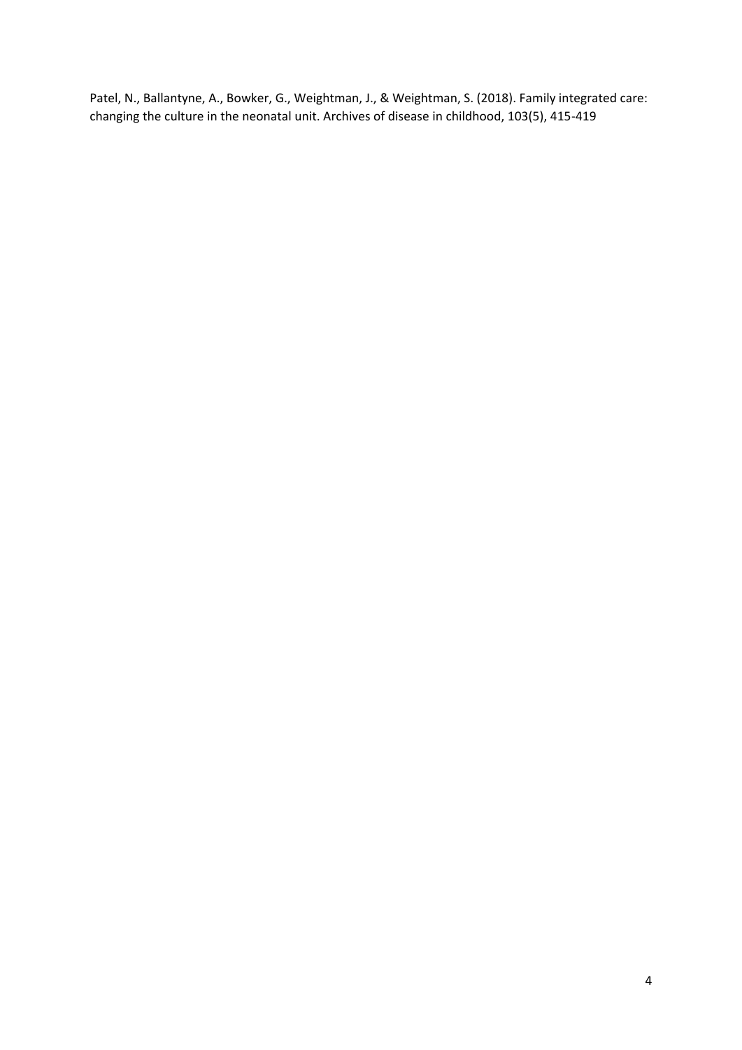Patel, N., Ballantyne, A., Bowker, G., Weightman, J., & Weightman, S. (2018). Family integrated care: changing the culture in the neonatal unit. Archives of disease in childhood, 103(5), 415-419